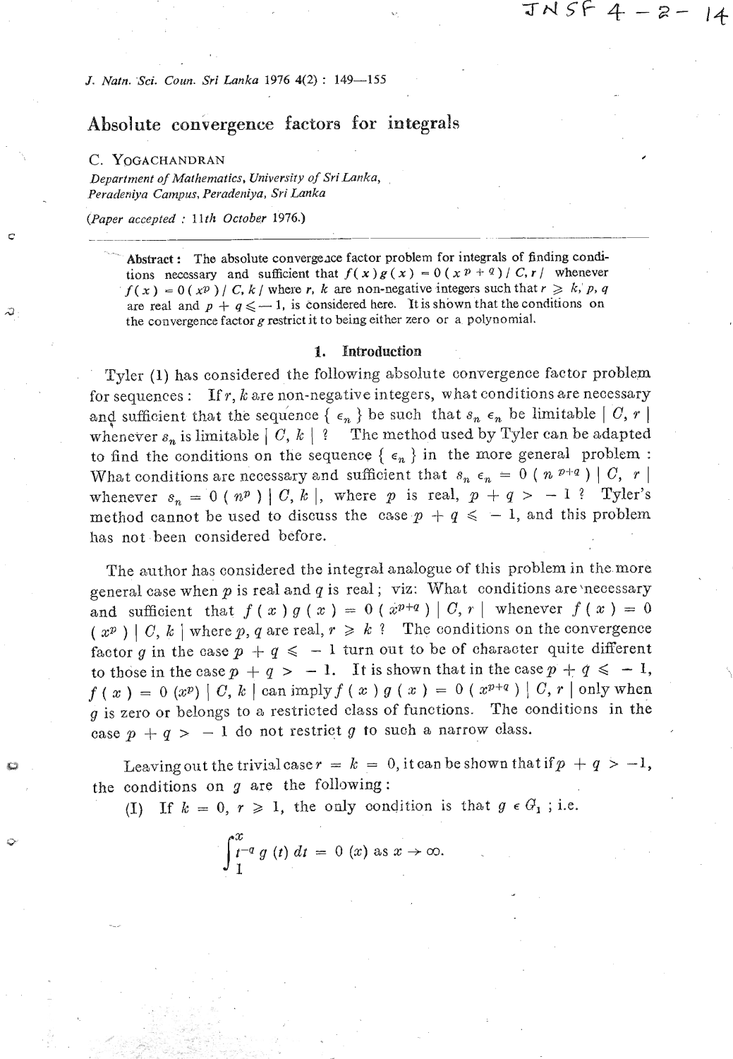# Absolute convergence factors for integrals

C. YOGACHANDRAN

*Department of Mathematics, University of Sri Lanka, Peradeniya Campus, Peradeniya, Sri Lanka*

*(Paper accepted : 11th October 1976.)*

---

**Abstract:** The absolute convergence factor problem for integrals of finding conditions necessary and sufficient that $f(x)g(x) = 0(x^{p+q}) \mid C, r \mid$ whenever $f(x) = 0(x^p) \mid C, k \mid$ where $r$, $k$ are non-negative integers such that $r \geqslant k$, $p$, $q$ are real and $p + q \leqslant -1$, is considered here. It is shown that the conditions on the convergence factor $g$ restrict it to being either zero or a polynomial.

## 1. Introduction

Tyler (1) has considered the following absolute convergence factor problem for sequences : If $r$, $k$ are non-negative integers, what conditions are necessary and sufficient that the sequence $\{ \epsilon_n \}$ be such that $s_n \epsilon_n$ be limitable $\mid C, r \mid$ whenever $s_n$ is limitable $\mid C, k \mid$ ? The method used by Tyler can be adapted to find the conditions on the sequence $\{ \epsilon_n \}$ in the more general problem : What conditions are necessary and sufficient that $s_n \epsilon_n = 0 ( n^{p+q} ) \mid C, r \mid$ whenever $s_n = 0 ( n^p ) \mid C, k \mid$, where $p$ is real, $p + q > -1$ ? Tyler's method cannot be used to discuss the case $p + q \leqslant -1$, and this problem has not been considered before.

The author has considered the integral analogue of this problem in the more general case when $p$ is real and $q$ is real; viz: What conditions are necessary and sufficient that $f(x) g(x) = 0 (x^{p+q}) \mid C, r \mid$ whenever $f(x) = 0 (x^p) \mid C, k \mid$ where $p$, $q$ are real, $r \geqslant k$ ? The conditions on the convergence factor $g$ in the case $p + q \leqslant -1$ turn out to be of character quite different to those in the case $p + q > -1$. It is shown that in the case $p + q \leqslant -1$, $f(x) = 0 (x^p) \mid C, k \mid$ can imply $f(x) g(x) = 0 (x^{p+q}) \mid C, r \mid$ only when $g$ is zero or belongs to a restricted class of functions. The conditions in the case $p + q > -1$ do not restrict $g$ to such a narrow class.

Leaving out the trivial case $r = k = 0$, it can be shown that if $p + q > -1$, the conditions on $g$ are the following:

(I) If $k = 0$, $r \geqslant 1$, the only condition is that $g \in G_1$ ; i.e.

$$\int_1^x t^{-q} g(t)\, dt = 0(x) \text{ as } x \to \infty.$$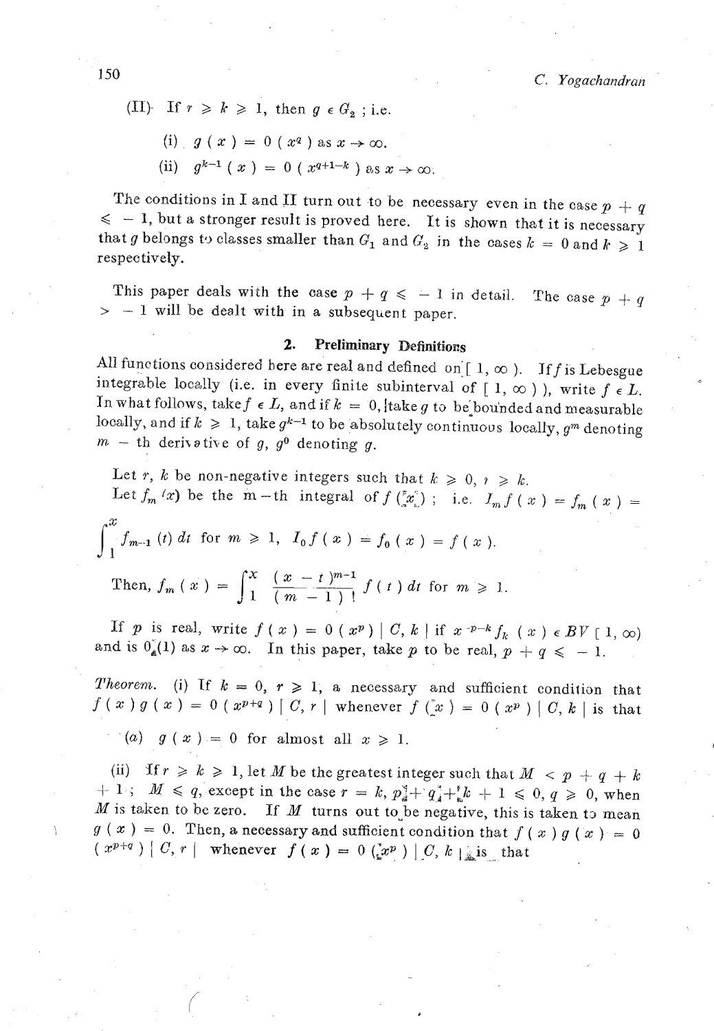(II) If $r \geqslant k \geqslant 1$, then $g \in G_2$ ; i.e.

(i) $g(x) = O(x^q)$ as $x \to \infty$.

(ii) $g^{k-1}(x) = O(x^{q+1-k})$ as $x \to \infty$.

The conditions in I and II turn out to be necessary even in the case $p + q \leqslant -1$, but a stronger result is proved here. It is shown that it is necessary that $g$ belongs to classes smaller than $G_1$ and $G_2$ in the cases $k = 0$ and $k \geqslant 1$ respectively.

This paper deals with the case $p + q \leqslant -1$ in detail. The case $p + q > -1$ will be dealt with in a subsequent paper.

## 2. Preliminary Definitions

All functions considered here are real and defined on $[1, \infty)$. If $f$ is Lebesgue integrable locally (i.e. in every finite subinterval of $[1, \infty)$), write $f \in L$. In what follows, take $f \in L$, and if $k = 0$, take $g$ to be bounded and measurable locally, and if $k \geqslant 1$, take $g^{k-1}$ to be absolutely continuous locally, $g^m$ denoting $m$ - th derivative of $g$, $g^0$ denoting $g$.

Let $r$, $k$ be non-negative integers such that $k \geqslant 0$, $r \geqslant k$.

Let $f_m(x)$ be the m-th integral of $f(x)$ ; i.e. $I_m f(x) = f_m(x) = \int_1^x f_{m-1}(t)\, dt$ for $m \geqslant 1$, $I_0 f(x) = f_0(x) = f(x)$.

Then, $f_m(x) = \int_1^x \frac{(x-t)^{m-1}}{(m-1)!} f(t)\, dt$ for $m \geqslant 1$.

If $p$ is real, write $f(x) = O(x^p) \mid C, k \mid$ if $x^{-p-k} f_k(x) \in BV[1, \infty)$ and is $O(1)$ as $x \to \infty$. In this paper, take $p$ to be real, $p + q \leqslant -1$.

*Theorem.* (i) If $k = 0$, $r \geqslant 1$, a necessary and sufficient condition that $f(x)\, g(x) = O(x^{p+q}) \mid C, r \mid$ whenever $f(x) = O(x^p) \mid C, k \mid$ is that

(a) $g(x) = 0$ for almost all $x \geqslant 1$.

(ii) If $r \geqslant k \geqslant 1$, let $M$ be the greatest integer such that $M < p + q + k + 1$ ; $M \leqslant q$, except in the case $r = k$, $p + q + k + 1 \leqslant 0$, $q \geqslant 0$, when $M$ is taken to be zero. If $M$ turns out to be negative, this is taken to mean $g(x) = 0$. Then, a necessary and sufficient condition that $f(x)\, g(x) = O(x^{p+q}) \mid C, r \mid$ whenever $f(x) = O(x^p) \mid C, k \mid$ is that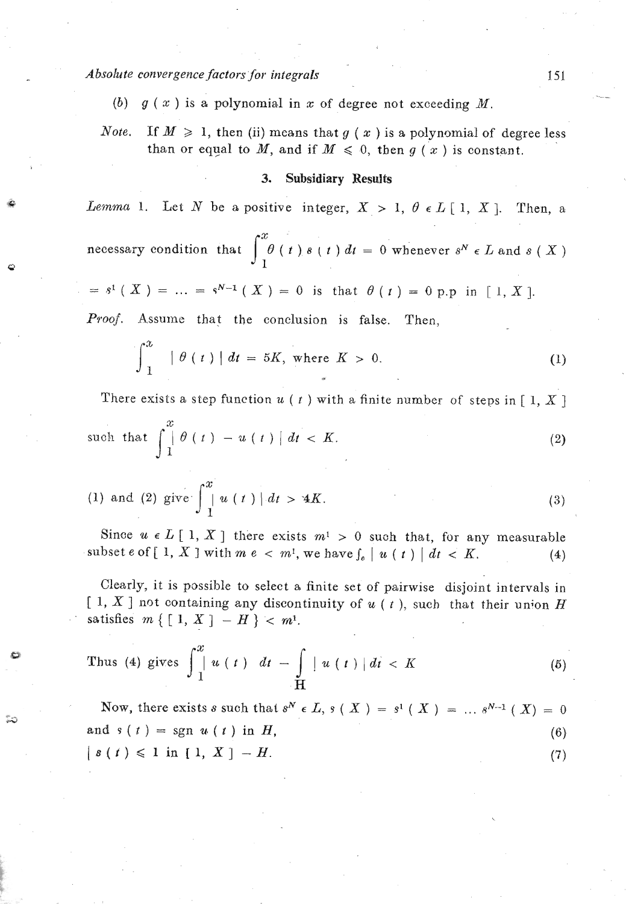(*b*) $g(x)$ is a polynomial in $x$ of degree not exceeding $M$.

*Note.* If $M \geqslant 1$, then (ii) means that $g(x)$ is a polynomial of degree less than or equal to $M$, and if $M \leqslant 0$, then $g(x)$ is constant.

### 3. Subsidiary Results

*Lemma* 1. Let $N$ be a positive integer, $X > 1$, $\theta \in L[1, X]$. Then, a necessary condition that $\int_1^x \theta(t)\, s(t)\, dt = 0$ whenever $s^N \in L$ and $s(X) = s^1(X) = \ldots = s^{N-1}(X) = 0$ is that $\theta(t) = 0$ p.p in $[1, X]$.

*Proof.* Assume that the conclusion is false. Then,

$$\int_1^x |\theta(t)|\, dt = 5K, \text{ where } K > 0. \tag{1}$$

There exists a step function $u(t)$ with a finite number of steps in $[1, X]$ such that

$$\int_1^x |\theta(t) - u(t)|\, dt < K. \tag{2}$$

(1) and (2) give

$$\int_1^x |u(t)|\, dt > 4K. \tag{3}$$

Since $u \in L[1, X]$ there exists $m^1 > 0$ such that, for any measurable subset $e$ of $[1, X]$ with $m\, e < m^1$, we have $\int_e |u(t)|\, dt < K$. (4)

Clearly, it is possible to select a finite set of pairwise disjoint intervals in $[1, X]$ not containing any discontinuity of $u(t)$, such that their union $H$ satisfies $m\{[1, X] - H\} < m^1$.

Thus (4) gives

$$\int_1^x |u(t)|\, dt - \int_H |u(t)|\, dt < K \tag{5}$$

Now, there exists $s$ such that $s^N \in L$, $s(X) = s^1(X) = \ldots s^{N-1}(X) = 0$ and $s(t) = \text{sgn}\, u(t)$ in $H$, (6)

$|s(t)| \leqslant 1$ in $[1, X] - H$. (7)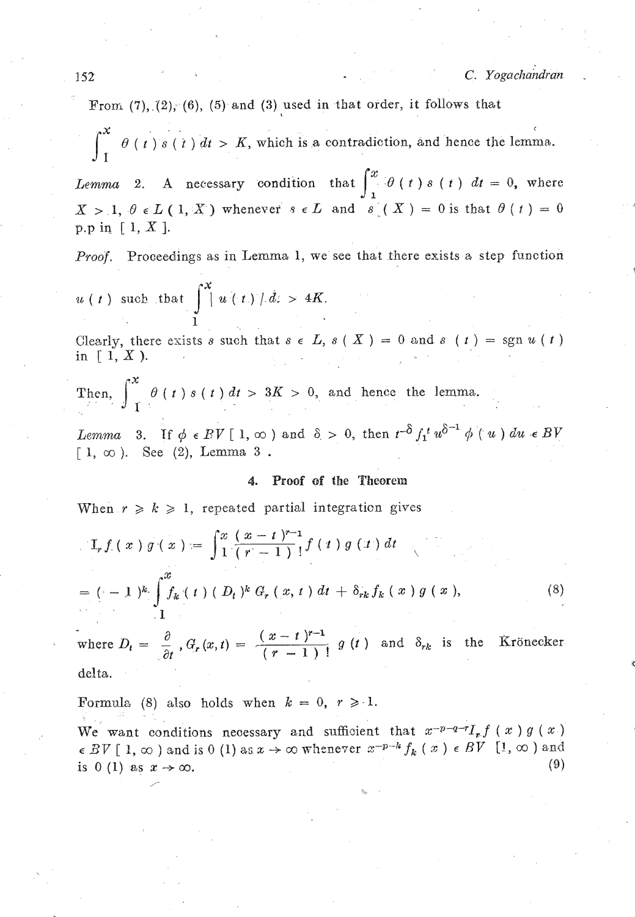From (7), (2), (6), (5) and (3) used in that order, it follows that

$\int_1^x \theta(t) s(t) dt > K$, which is a contradiction, and hence the lemma.

*Lemma* 2. A necessary condition that $\int_1^x \theta(t) s(t) dt = 0$, where $X > 1$, $\theta \in L(1, X)$ whenever $s \in L$ and $s(X) = 0$ is that $\theta(t) = 0$ p.p in $[1, X]$.

*Proof.* Proceedings as in Lemma 1, we see that there exists a step function $u(t)$ such that $\int_1^X |u(t)| dt > 4K$.

Clearly, there exists $s$ such that $s \in L$, $s(X) = 0$ and $s(t) = \operatorname{sgn} u(t)$ in $[1, X)$.

Then, $\int_1^X \theta(t) s(t) dt > 3K > 0$, and hence the lemma.

*Lemma* 3. If $\phi \in BV[1, \infty)$ and $\delta > 0$, then $t^{-\delta} \int_1^t u^{\delta-1} \phi(u) du \in BV[1, \infty)$. See (2), Lemma 3.

## 4. Proof of the Theorem

When $r \geqslant k \geqslant 1$, repeated partial integration gives

$$I_r f(x) g(x) := \int_1^x \frac{(x-t)^{r-1}}{(r-1)!} f(t) g(t) dt$$

$$= (-1)^k \int_1^x f_k(t) (D_t)^k G_r(x, t) dt + \delta_{rk} f_k(x) g(x), \tag{8}$$

where $D_t = \frac{\partial}{\partial t}$, $G_r(x, t) = \frac{(x-t)^{r-1}}{(r-1)!} g(t)$ and $\delta_{rk}$ is the Krönecker delta.

Formula (8) also holds when $k = 0$, $r \geqslant 1$.

We want conditions necessary and sufficient that $x^{-p-q-r} I_r f(x) g(x) \in BV[1, \infty)$ and is $0(1)$ as $x \to \infty$ whenever $x^{-p-k} f_k(x) \in BV[1, \infty)$ and is $0(1)$ as $x \to \infty$. (9)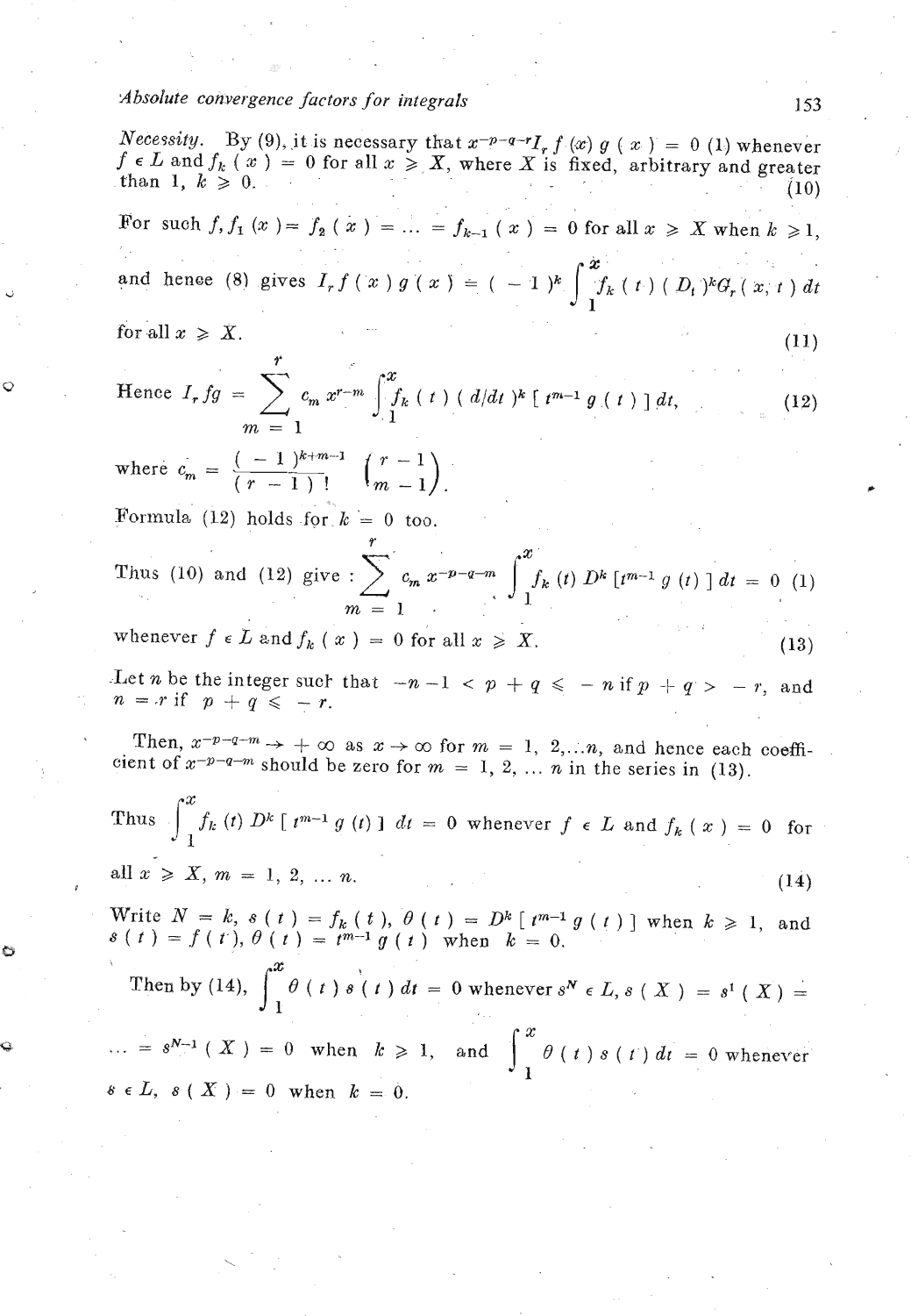*Necessity.* By (9), it is necessary that $x^{-p-q-r} I_r f(x) g(x) = 0$ (1) whenever $f \in L$ and $f_k(x) = 0$ for all $x \geqslant X$, where $X$ is fixed, arbitrary and greater than 1, $k \geqslant 0$. (10)

For such $f, f_1(x) = f_2(x) = \ldots = f_{k-1}(x) = 0$ for all $x \geqslant X$ when $k \geqslant 1$,

and hence (8) gives $I_r f(x) g(x) = (-1)^k \int_1^x f_k(t) (D_t)^k G_r(x; t)\, dt$

for all $x \geqslant X$. (11)

$$\text{Hence } I_r fg = \sum_{m=1}^{r} c_m x^{r-m} \int_1^x f_k(t) (d/dt)^k [t^{m-1} g(t)]\, dt, \tag{12}$$

where $c_m = \dfrac{(-1)^{k+m-1}}{(r-1)!} \dbinom{r-1}{m-1}$.

Formula (12) holds for $k = 0$ too.

Thus (10) and (12) give : $\displaystyle\sum_{m=1}^{r} c_m x^{-p-q-m} \int_1^x f_k(t) D^k [t^{m-1} g(t)]\, dt = 0$ (1)

whenever $f \in L$ and $f_k(x) = 0$ for all $x \geqslant X$. (13)

Let $n$ be the integer such that $-n-1 < p + q \leqslant -n$ if $p + q > -r$, and $n = r$ if $p + q \leqslant -r$.

Then, $x^{-p-q-m} \to +\infty$ as $x \to \infty$ for $m = 1, 2, \ldots n$, and hence each coefficient of $x^{-p-q-m}$ should be zero for $m = 1, 2, \ldots n$ in the series in (13).

Thus $\int_1^x f_k(t) D^k [t^{m-1} g(t)]\, dt = 0$ whenever $f \in L$ and $f_k(x) = 0$ for all $x \geqslant X$, $m = 1, 2, \ldots n$. (14)

Write $N = k$, $s(t) = f_k(t)$, $\theta(t) = D^k [t^{m-1} g(t)]$ when $k \geqslant 1$, and $s(t) = f(t)$, $\theta(t) = t^{m-1} g(t)$ when $k = 0$.

Then by (14), $\int_1^x \theta(t) s(t)\, dt = 0$ whenever $s^N \in L$, $s(X) = s^1(X) = \ldots = s^{N-1}(X) = 0$ when $k \geqslant 1$, and $\int_1^x \theta(t) s(t)\, dt = 0$ whenever $s \in L$, $s(X) = 0$ when $k = 0$.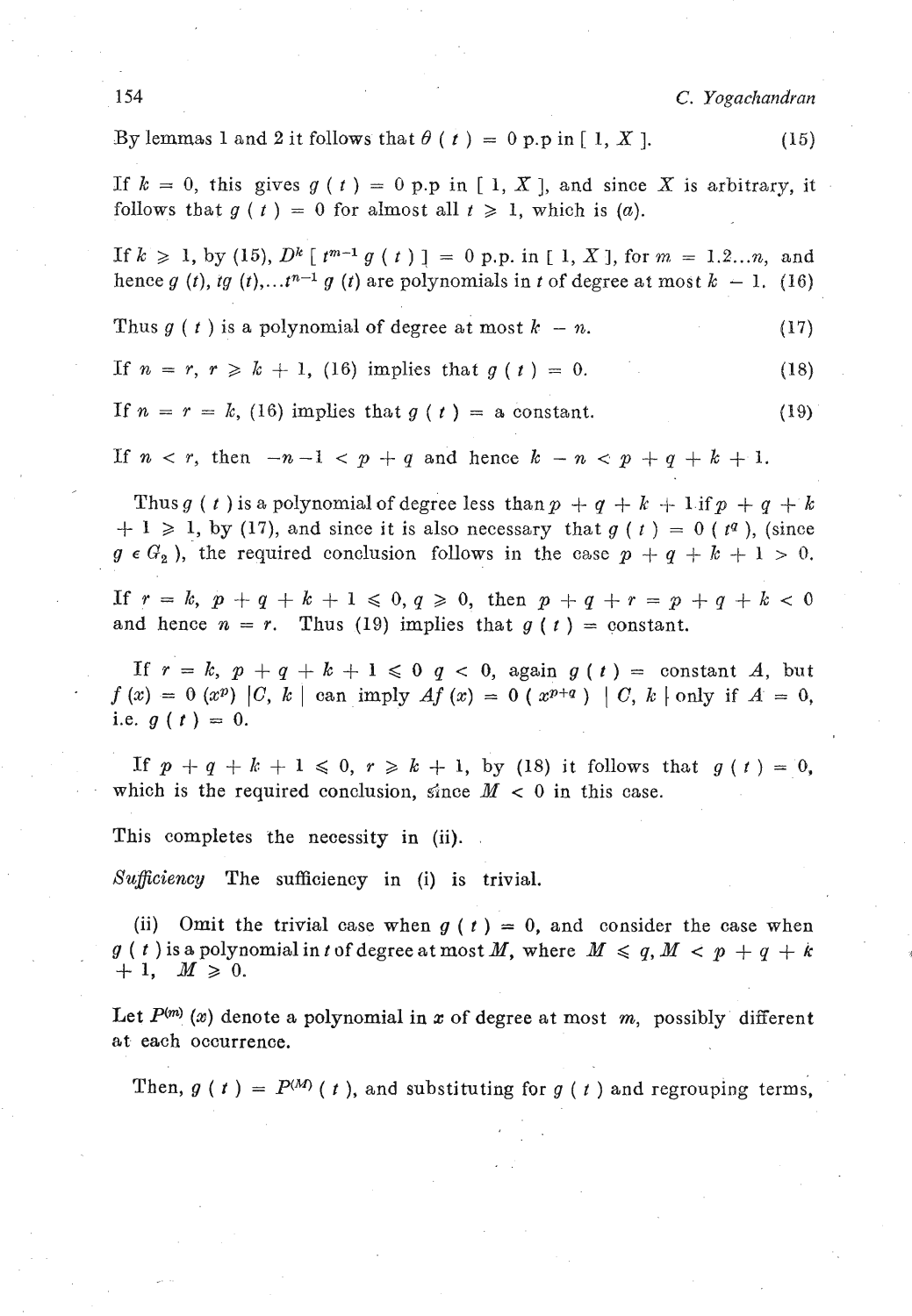By lemmas 1 and 2 it follows that $\theta(t) = 0$ p.p in $[1, X]$. (15)

If $k = 0$, this gives $g(t) = 0$ p.p in $[1, X]$, and since $X$ is arbitrary, it follows that $g(t) = 0$ for almost all $t \geqslant 1$, which is (*a*).

If $k \geqslant 1$, by (15), $D^k [t^{m-1} g(t)] = 0$ p.p. in $[1, X]$, for $m = 1, 2 \ldots n$, and hence $g(t), tg(t), \ldots t^{n-1} g(t)$ are polynomials in $t$ of degree at most $k - 1$. (16)

Thus $g(t)$ is a polynomial of degree at most $k - n$. (17)

If $n = r$, $r \geqslant k + 1$, (16) implies that $g(t) = 0$. (18)

If $n = r = k$, (16) implies that $g(t) =$ a constant. (19)

If $n < r$, then $-n - 1 < p + q$ and hence $k - n < p + q + k + 1$.

Thus $g(t)$ is a polynomial of degree less than $p + q + k + 1$ if $p + q + k + 1 \geqslant 1$, by (17), and since it is also necessary that $g(t) = 0(t^q)$, (since $g \in G_2$), the required conclusion follows in the case $p + q + k + 1 > 0$.

If $r = k$, $p + q + k + 1 \leqslant 0$, $q \geqslant 0$, then $p + q + r = p + q + k < 0$ and hence $n = r$. Thus (19) implies that $g(t) =$ constant.

If $r = k$, $p + q + k + 1 \leqslant 0$ $q < 0$, again $g(t) =$ constant $A$, but $f(x) = 0(x^p) \; |C, k|$ can imply $Af(x) = 0(x^{p+q}) \; | \; C, k \,|$ only if $A = 0$, i.e. $g(t) = 0$.

If $p + q + k + 1 \leqslant 0$, $r \geqslant k + 1$, by (18) it follows that $g(t) = 0$, which is the required conclusion, since $M < 0$ in this case.

This completes the necessity in (ii).

*Sufficiency* The sufficiency in (i) is trivial.

(ii) Omit the trivial case when $g(t) = 0$, and consider the case when $g(t)$ is a polynomial in $t$ of degree at most $M$, where $M \leqslant q$, $M < p + q + k + 1$, $M \geqslant 0$.

Let $P^{(m)}(x)$ denote a polynomial in $x$ of degree at most $m$, possibly different at each occurrence.

Then, $g(t) = P^{(M)}(t)$, and substituting for $g(t)$ and regrouping terms,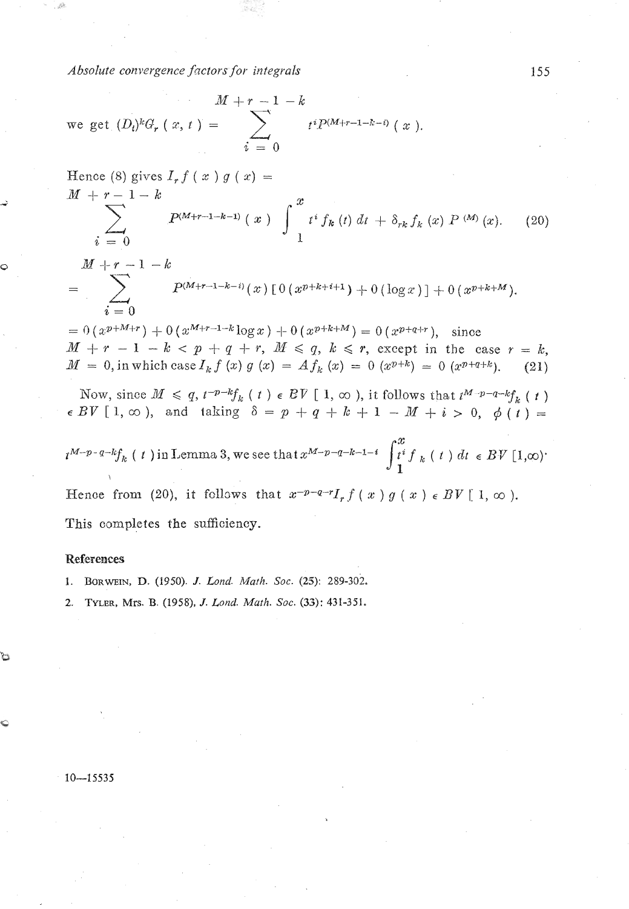we get $(D_t)^k G_r(x, t) = \sum_{i=0}^{M+r-1-k} t^i P^{(M+r-1-k-i)}(x)$.

Hence (8) gives $I_r f(x) g(x) =$

$$\sum_{i=0}^{M+r-1-k} P^{(M+r-1-k-1)}(x) \int_1^x t^i f_k(t)\, dt + \delta_{rk} f_k(x) P^{(M)}(x). \tag{20}$$

$$= \sum_{i=0}^{M+r-1-k} P^{(M+r-1-k-i)}(x) \left[ 0(x^{p+k+i+1}) + 0(\log x) \right] + 0(x^{p+k+M}).$$

$= 0(x^{p+M+r}) + 0(x^{M+r-1-k} \log x) + 0(x^{p+k+M}) = 0(x^{p+q+r})$, since $M + r - 1 - k < p + q + r$, $M \leqslant q$, $k \leqslant r$, except in the case $r = k$, $M = 0$, in which case $I_k f(x) g(x) = A f_k(x) = 0(x^{p+k}) = 0(x^{p+q+k})$. $\quad$ (21)

Now, since $M \leqslant q$, $t^{-p-k} f_k(t) \in BV[1, \infty)$, it follows that $t^{M-p-q-k} f_k(t) \in BV[1, \infty)$, and taking $\delta = p + q + k + 1 - M + i > 0$, $\phi(t) = t^{M-p-q-k} f_k(t)$ in Lemma 3, we see that $x^{M-p-q-k-1-i} \int_1^x t^i f_k(t)\, dt \in BV[1, \infty)$.

Hence from (20), it follows that $x^{-p-q-r} I_r f(x) g(x) \in BV[1, \infty)$.

This completes the sufficiency.

## References

1. Borwein, D. (1950). *J. Lond. Math. Soc.* (25): 289-302.
2. Tyler, Mrs. B. (1958), *J. Lond. Math. Soc.* (33): 431-351.

10—15535